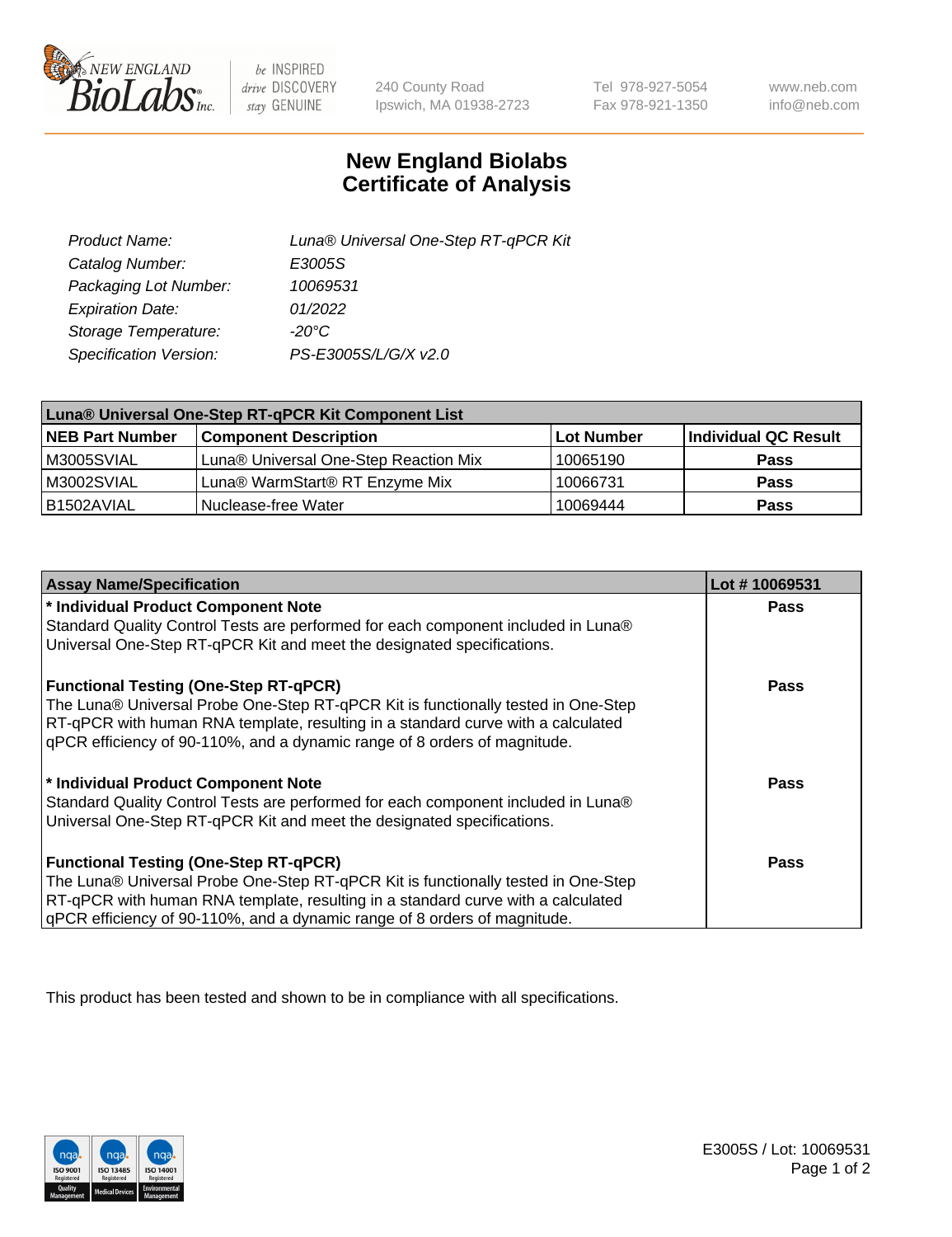# New England Biolabs
## Certificate of Analysis

| | |
|---|---|
| *Product Name:* | *Luna® Universal One-Step RT-qPCR Kit* |
| *Catalog Number:* | *E3005S* |
| *Packaging Lot Number:* | *10069531* |
| *Expiration Date:* | *01/2022* |
| *Storage Temperature:* | *-20°C* |
| *Specification Version:* | *PS-E3005S/L/G/X v2.0* |

| Luna® Universal One-Step RT-qPCR Kit Component List | | | |
|---|---|---|---|
| **NEB Part Number** | **Component Description** | **Lot Number** | **Individual QC Result** |
| M3005SVIAL | Luna® Universal One-Step Reaction Mix | 10065190 | **Pass** |
| M3002SVIAL | Luna® WarmStart® RT Enzyme Mix | 10066731 | **Pass** |
| B1502AVIAL | Nuclease-free Water | 10069444 | **Pass** |

| Assay Name/Specification | Lot # 10069531 |
|---|---|
| **\* Individual Product Component Note**<br>Standard Quality Control Tests are performed for each component included in Luna® Universal One-Step RT-qPCR Kit and meet the designated specifications. | **Pass** |
| **Functional Testing (One-Step RT-qPCR)**<br>The Luna® Universal Probe One-Step RT-qPCR Kit is functionally tested in One-Step RT-qPCR with human RNA template, resulting in a standard curve with a calculated qPCR efficiency of 90-110%, and a dynamic range of 8 orders of magnitude. | **Pass** |
| **\* Individual Product Component Note**<br>Standard Quality Control Tests are performed for each component included in Luna® Universal One-Step RT-qPCR Kit and meet the designated specifications. | **Pass** |
| **Functional Testing (One-Step RT-qPCR)**<br>The Luna® Universal Probe One-Step RT-qPCR Kit is functionally tested in One-Step RT-qPCR with human RNA template, resulting in a standard curve with a calculated qPCR efficiency of 90-110%, and a dynamic range of 8 orders of magnitude. | **Pass** |

This product has been tested and shown to be in compliance with all specifications.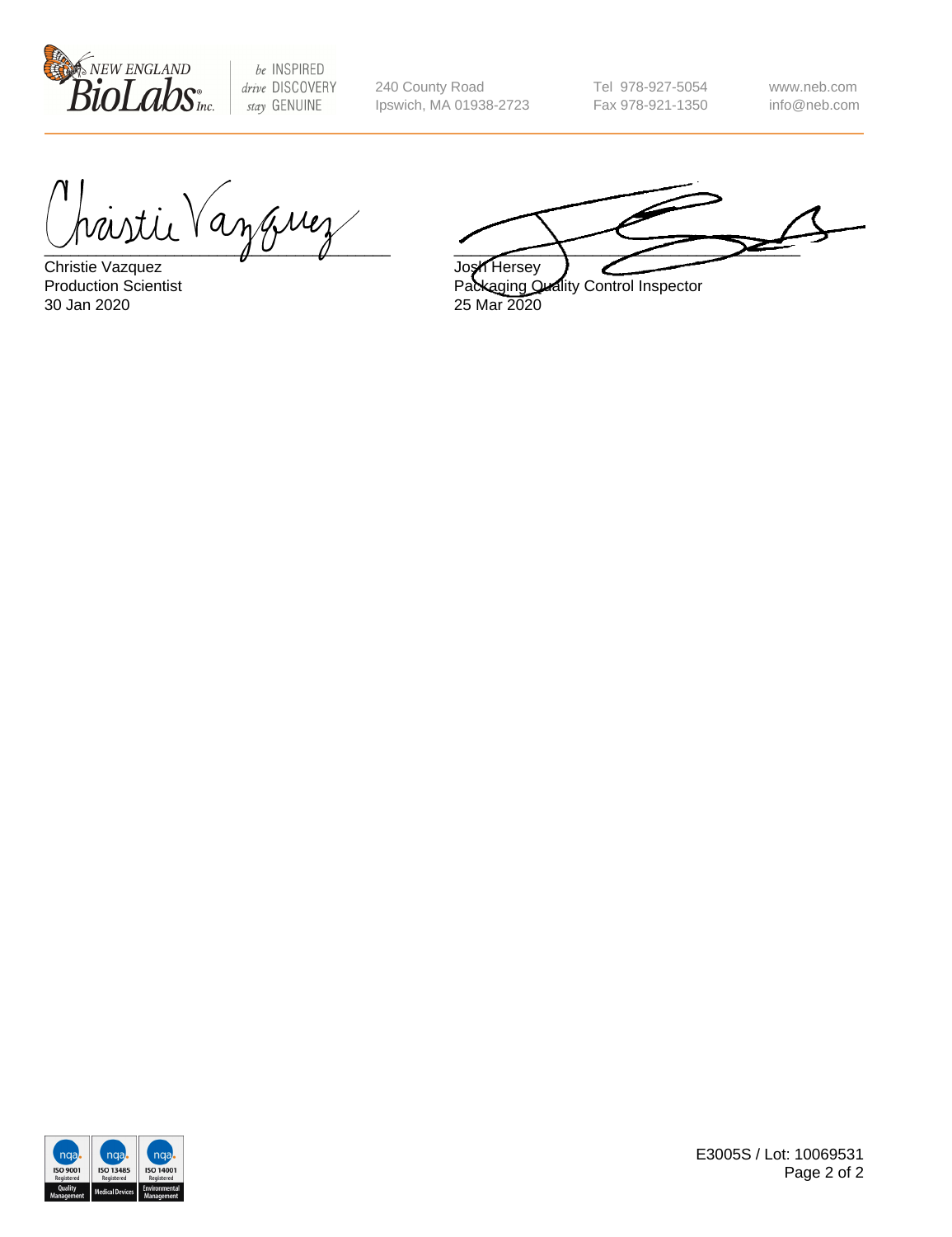Christie Vazquez
Production Scientist
30 Jan 2020

Josh Hersey
Packaging Quality Control Inspector
25 Mar 2020

E3005S / Lot: 10069531